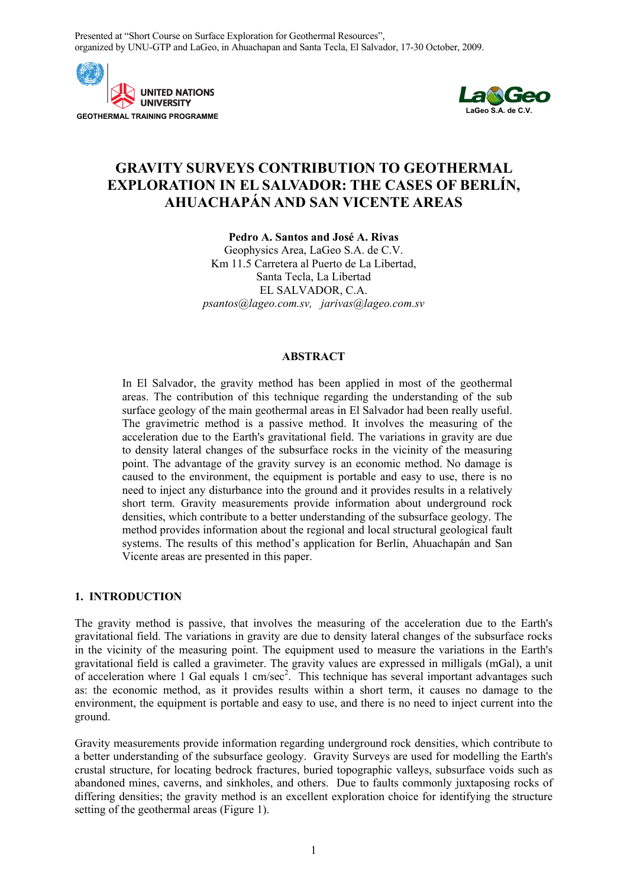Presented at "Short Course on Surface Exploration for Geothermal Resources", organized by UNU-GTP and LaGeo, in Ahuachapan and Santa Tecla, El Salvador, 17-30 October, 2009.

UNITED NATIONS UNIVERSITY
GEOTHERMAL TRAINING PROGRAMME

LaGeo
LaGeo S.A. de C.V.

# GRAVITY SURVEYS CONTRIBUTION TO GEOTHERMAL EXPLORATION IN EL SALVADOR: THE CASES OF BERLÍN, AHUACHAPÁN AND SAN VICENTE AREAS

**Pedro A. Santos and José A. Rivas**
Geophysics Area, LaGeo S.A. de C.V.
Km 11.5 Carretera al Puerto de La Libertad,
Santa Tecla, La Libertad
EL SALVADOR, C.A.
*psantos@lageo.com.sv, jarivas@lageo.com.sv*

## ABSTRACT

In El Salvador, the gravity method has been applied in most of the geothermal areas. The contribution of this technique regarding the understanding of the sub surface geology of the main geothermal areas in El Salvador had been really useful. The gravimetric method is a passive method. It involves the measuring of the acceleration due to the Earth's gravitational field. The variations in gravity are due to density lateral changes of the subsurface rocks in the vicinity of the measuring point. The advantage of the gravity survey is an economic method. No damage is caused to the environment, the equipment is portable and easy to use, there is no need to inject any disturbance into the ground and it provides results in a relatively short term. Gravity measurements provide information about underground rock densities, which contribute to a better understanding of the subsurface geology. The method provides information about the regional and local structural geological fault systems. The results of this method's application for Berlín, Ahuachapán and San Vicente areas are presented in this paper.

## 1. INTRODUCTION

The gravity method is passive, that involves the measuring of the acceleration due to the Earth's gravitational field. The variations in gravity are due to density lateral changes of the subsurface rocks in the vicinity of the measuring point. The equipment used to measure the variations in the Earth's gravitational field is called a gravimeter. The gravity values are expressed in milligals (mGal), a unit of acceleration where 1 Gal equals 1 cm/sec$^2$. This technique has several important advantages such as: the economic method, as it provides results within a short term, it causes no damage to the environment, the equipment is portable and easy to use, and there is no need to inject current into the ground.

Gravity measurements provide information regarding underground rock densities, which contribute to a better understanding of the subsurface geology. Gravity Surveys are used for modelling the Earth's crustal structure, for locating bedrock fractures, buried topographic valleys, subsurface voids such as abandoned mines, caverns, and sinkholes, and others. Due to faults commonly juxtaposing rocks of differing densities; the gravity method is an excellent exploration choice for identifying the structure setting of the geothermal areas (Figure 1).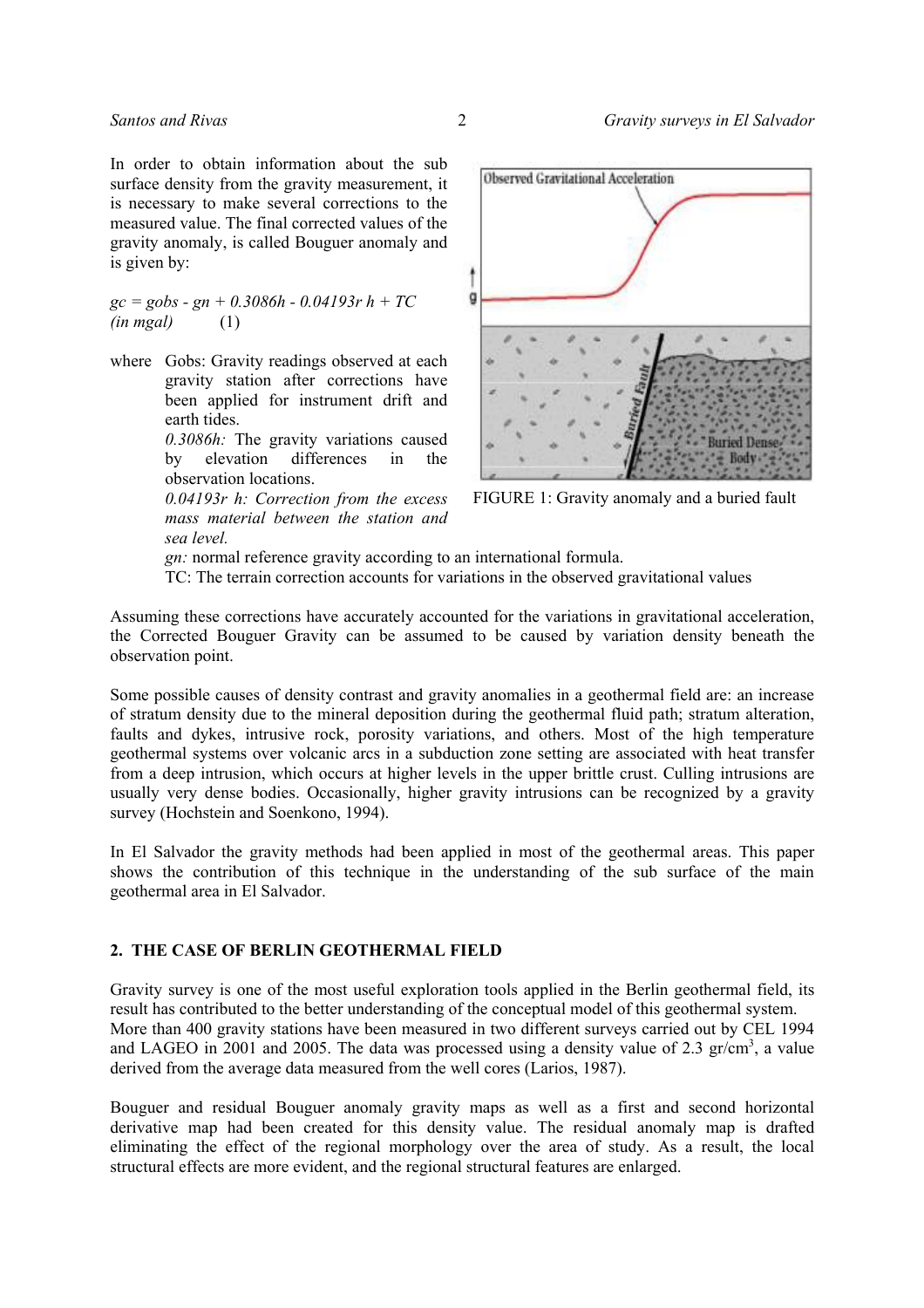In order to obtain information about the sub surface density from the gravity measurement, it is necessary to make several corrections to the measured value. The final corrected values of the gravity anomaly, is called Bouguer anomaly and is given by:

$$g_c = g_{obs} - g_n + 0.3086h - 0.04193r\,h + TC \quad \text{(in mgal)} \qquad (1)$$

where
- Gobs: Gravity readings observed at each gravity station after corrections have been applied for instrument drift and earth tides.
- *0.3086h:* The gravity variations caused by elevation differences in the observation locations.
- *0.04193r h: Correction from the excess mass material between the station and sea level.*
- *gn:* normal reference gravity according to an international formula.
- TC: The terrain correction accounts for variations in the observed gravitational values

FIGURE 1: Gravity anomaly and a buried fault

Assuming these corrections have accurately accounted for the variations in gravitational acceleration, the Corrected Bouguer Gravity can be assumed to be caused by variation density beneath the observation point.

Some possible causes of density contrast and gravity anomalies in a geothermal field are: an increase of stratum density due to the mineral deposition during the geothermal fluid path; stratum alteration, faults and dykes, intrusive rock, porosity variations, and others. Most of the high temperature geothermal systems over volcanic arcs in a subduction zone setting are associated with heat transfer from a deep intrusion, which occurs at higher levels in the upper brittle crust. Culling intrusions are usually very dense bodies. Occasionally, higher gravity intrusions can be recognized by a gravity survey (Hochstein and Soenkono, 1994).

In El Salvador the gravity methods had been applied in most of the geothermal areas. This paper shows the contribution of this technique in the understanding of the sub surface of the main geothermal area in El Salvador.

## 2. THE CASE OF BERLIN GEOTHERMAL FIELD

Gravity survey is one of the most useful exploration tools applied in the Berlin geothermal field, its result has contributed to the better understanding of the conceptual model of this geothermal system. More than 400 gravity stations have been measured in two different surveys carried out by CEL 1994 and LAGEO in 2001 and 2005. The data was processed using a density value of 2.3 gr/cm$^3$, a value derived from the average data measured from the well cores (Larios, 1987).

Bouguer and residual Bouguer anomaly gravity maps as well as a first and second horizontal derivative map had been created for this density value. The residual anomaly map is drafted eliminating the effect of the regional morphology over the area of study. As a result, the local structural effects are more evident, and the regional structural features are enlarged.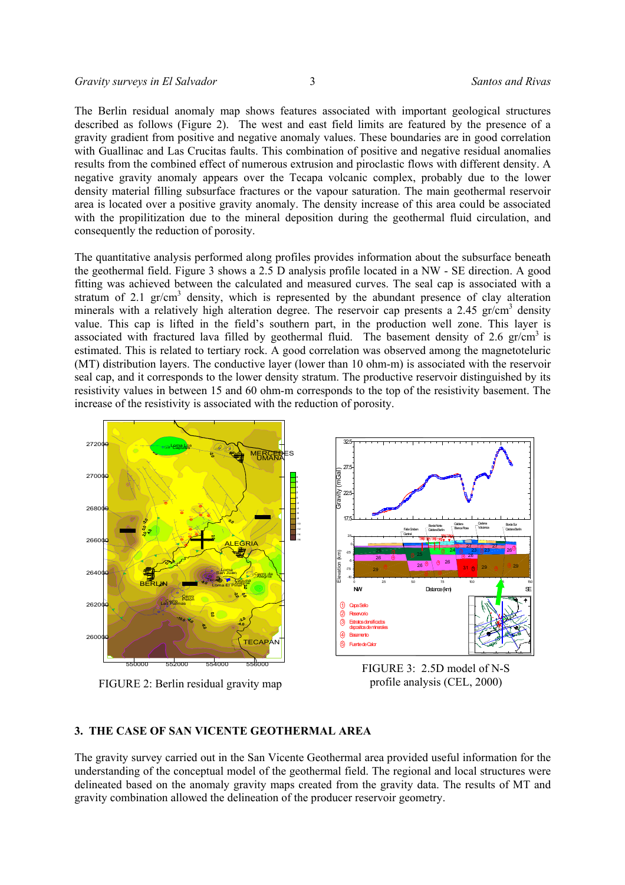The Berlin residual anomaly map shows features associated with important geological structures described as follows (Figure 2). The west and east field limits are featured by the presence of a gravity gradient from positive and negative anomaly values. These boundaries are in good correlation with Guallinac and Las Crucitas faults. This combination of positive and negative residual anomalies results from the combined effect of numerous extrusion and piroclastic flows with different density. A negative gravity anomaly appears over the Tecapa volcanic complex, probably due to the lower density material filling subsurface fractures or the vapour saturation. The main geothermal reservoir area is located over a positive gravity anomaly. The density increase of this area could be associated with the propilitization due to the mineral deposition during the geothermal fluid circulation, and consequently the reduction of porosity.

The quantitative analysis performed along profiles provides information about the subsurface beneath the geothermal field. Figure 3 shows a 2.5 D analysis profile located in a NW - SE direction. A good fitting was achieved between the calculated and measured curves. The seal cap is associated with a stratum of 2.1 gr/cm$^3$ density, which is represented by the abundant presence of clay alteration minerals with a relatively high alteration degree. The reservoir cap presents a 2.45 gr/cm$^3$ density value. This cap is lifted in the field's southern part, in the production well zone. This layer is associated with fractured lava filled by geothermal fluid. The basement density of 2.6 gr/cm$^3$ is estimated. This is related to tertiary rock. A good correlation was observed among the magnetotelluric (MT) distribution layers. The conductive layer (lower than 10 ohm-m) is associated with the reservoir seal cap, and it corresponds to the lower density stratum. The productive reservoir distinguished by its resistivity values in between 15 and 60 ohm-m corresponds to the top of the resistivity basement. The increase of the resistivity is associated with the reduction of porosity.

FIGURE 2: Berlin residual gravity map

FIGURE 3: 2.5D model of N-S profile analysis (CEL, 2000)

## 3. THE CASE OF SAN VICENTE GEOTHERMAL AREA

The gravity survey carried out in the San Vicente Geothermal area provided useful information for the understanding of the conceptual model of the geothermal field. The regional and local structures were delineated based on the anomaly gravity maps created from the gravity data. The results of MT and gravity combination allowed the delineation of the producer reservoir geometry.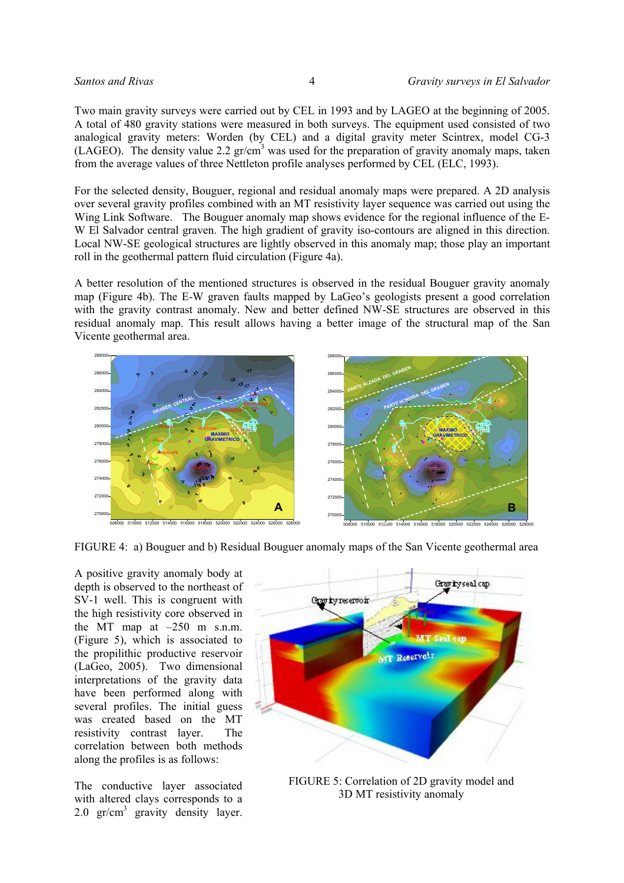Two main gravity surveys were carried out by CEL in 1993 and by LAGEO at the beginning of 2005. A total of 480 gravity stations were measured in both surveys. The equipment used consisted of two analogical gravity meters: Worden (by CEL) and a digital gravity meter Scintrex, model CG-3 (LAGEO). The density value 2.2 gr/cm$^3$ was used for the preparation of gravity anomaly maps, taken from the average values of three Nettleton profile analyses performed by CEL (ELC, 1993).

For the selected density, Bouguer, regional and residual anomaly maps were prepared. A 2D analysis over several gravity profiles combined with an MT resistivity layer sequence was carried out using the Wing Link Software. The Bouguer anomaly map shows evidence for the regional influence of the E-W El Salvador central graven. The high gradient of gravity iso-contours are aligned in this direction. Local NW-SE geological structures are lightly observed in this anomaly map; those play an important roll in the geothermal pattern fluid circulation (Figure 4a).

A better resolution of the mentioned structures is observed in the residual Bouguer gravity anomaly map (Figure 4b). The E-W graven faults mapped by LaGeo's geologists present a good correlation with the gravity contrast anomaly. New and better defined NW-SE structures are observed in this residual anomaly map. This result allows having a better image of the structural map of the San Vicente geothermal area.

FIGURE 4: a) Bouguer and b) Residual Bouguer anomaly maps of the San Vicente geothermal area

A positive gravity anomaly body at depth is observed to the northeast of SV-1 well. This is congruent with the high resistivity core observed in the MT map at –250 m s.n.m. (Figure 5), which is associated to the propilithic productive reservoir (LaGeo, 2005). Two dimensional interpretations of the gravity data have been performed along with several profiles. The initial guess was created based on the MT resistivity contrast layer. The correlation between both methods along the profiles is as follows:

FIGURE 5: Correlation of 2D gravity model and 3D MT resistivity anomaly

The conductive layer associated with altered clays corresponds to a 2.0 gr/cm$^3$ gravity density layer.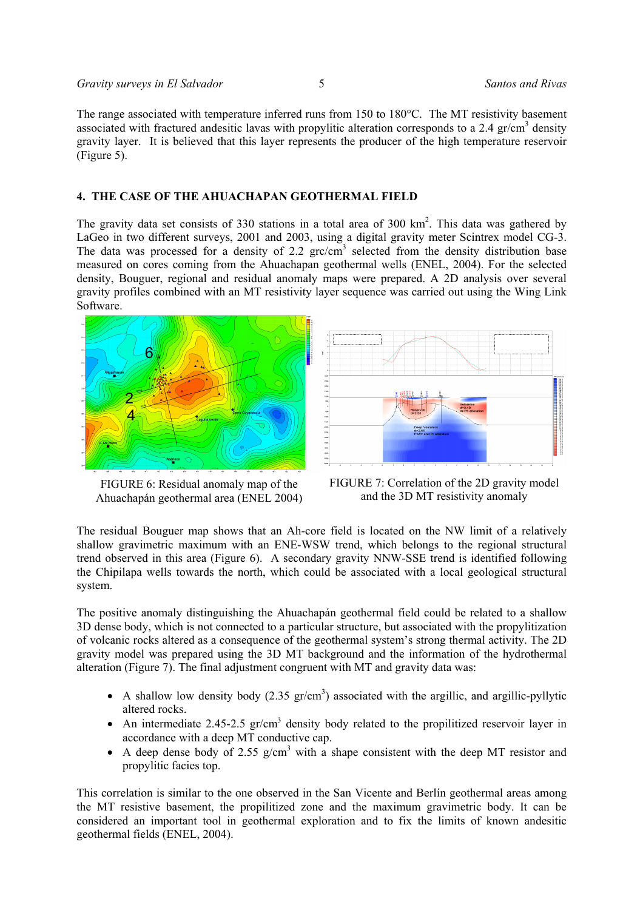The range associated with temperature inferred runs from 150 to 180°C. The MT resistivity basement associated with fractured andesitic lavas with propylitic alteration corresponds to a 2.4 gr/cm$^3$ density gravity layer. It is believed that this layer represents the producer of the high temperature reservoir (Figure 5).

## 4. THE CASE OF THE AHUACHAPAN GEOTHERMAL FIELD

The gravity data set consists of 330 stations in a total area of 300 km$^2$. This data was gathered by LaGeo in two different surveys, 2001 and 2003, using a digital gravity meter Scintrex model CG-3. The data was processed for a density of 2.2 grc/cm$^3$ selected from the density distribution base measured on cores coming from the Ahuachapan geothermal wells (ENEL, 2004). For the selected density, Bouguer, regional and residual anomaly maps were prepared. A 2D analysis over several gravity profiles combined with an MT resistivity layer sequence was carried out using the Wing Link Software.

FIGURE 6: Residual anomaly map of the Ahuachapán geothermal area (ENEL 2004)

FIGURE 7: Correlation of the 2D gravity model and the 3D MT resistivity anomaly

The residual Bouguer map shows that an Ah-core field is located on the NW limit of a relatively shallow gravimetric maximum with an ENE-WSW trend, which belongs to the regional structural trend observed in this area (Figure 6). A secondary gravity NNW-SSE trend is identified following the Chipilapa wells towards the north, which could be associated with a local geological structural system.

The positive anomaly distinguishing the Ahuachapán geothermal field could be related to a shallow 3D dense body, which is not connected to a particular structure, but associated with the propylitization of volcanic rocks altered as a consequence of the geothermal system's strong thermal activity. The 2D gravity model was prepared using the 3D MT background and the information of the hydrothermal alteration (Figure 7). The final adjustment congruent with MT and gravity data was:

- A shallow low density body (2.35 gr/cm$^3$) associated with the argillic, and argillic-pyllytic altered rocks.
- An intermediate 2.45-2.5 gr/cm$^3$ density body related to the propilitized reservoir layer in accordance with a deep MT conductive cap.
- A deep dense body of 2.55 g/cm$^3$ with a shape consistent with the deep MT resistor and propylitic facies top.

This correlation is similar to the one observed in the San Vicente and Berlín geothermal areas among the MT resistive basement, the propilitized zone and the maximum gravimetric body. It can be considered an important tool in geothermal exploration and to fix the limits of known andesitic geothermal fields (ENEL, 2004).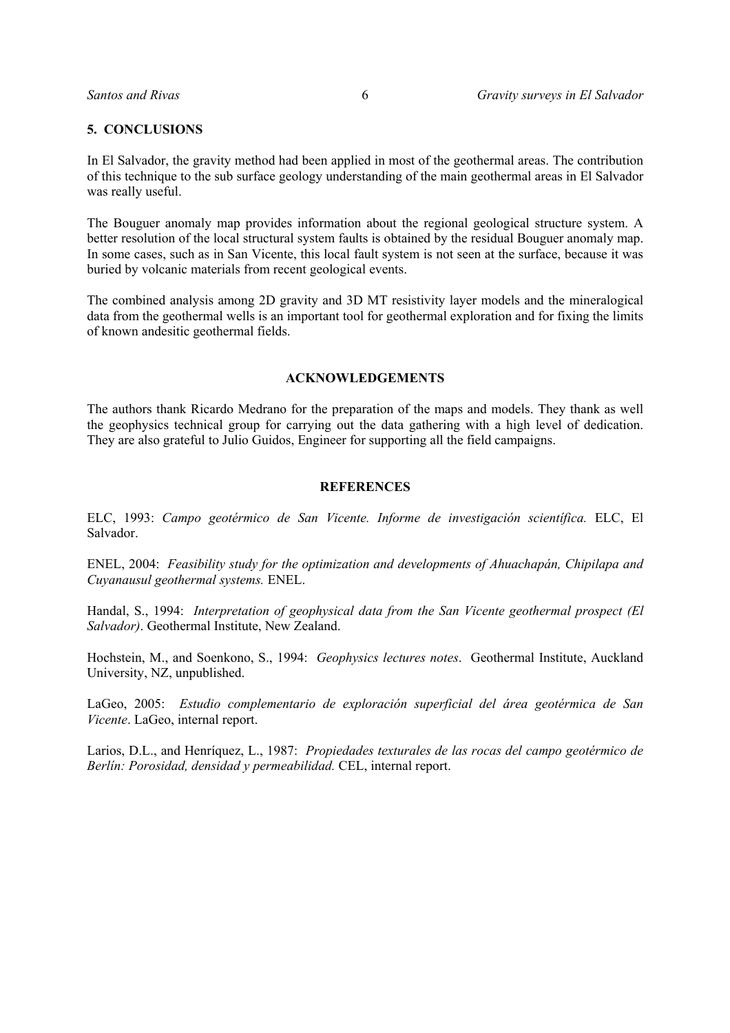## 5. CONCLUSIONS

In El Salvador, the gravity method had been applied in most of the geothermal areas. The contribution of this technique to the sub surface geology understanding of the main geothermal areas in El Salvador was really useful.

The Bouguer anomaly map provides information about the regional geological structure system. A better resolution of the local structural system faults is obtained by the residual Bouguer anomaly map. In some cases, such as in San Vicente, this local fault system is not seen at the surface, because it was buried by volcanic materials from recent geological events.

The combined analysis among 2D gravity and 3D MT resistivity layer models and the mineralogical data from the geothermal wells is an important tool for geothermal exploration and for fixing the limits of known andesitic geothermal fields.

## ACKNOWLEDGEMENTS

The authors thank Ricardo Medrano for the preparation of the maps and models. They thank as well the geophysics technical group for carrying out the data gathering with a high level of dedication. They are also grateful to Julio Guidos, Engineer for supporting all the field campaigns.

## REFERENCES

ELC, 1993: *Campo geotérmico de San Vicente. Informe de investigación científica.* ELC, El Salvador.

ENEL, 2004: *Feasibility study for the optimization and developments of Ahuachapán, Chipilapa and Cuyanausul geothermal systems.* ENEL.

Handal, S., 1994: *Interpretation of geophysical data from the San Vicente geothermal prospect (El Salvador)*. Geothermal Institute, New Zealand.

Hochstein, M., and Soenkono, S., 1994: *Geophysics lectures notes*. Geothermal Institute, Auckland University, NZ, unpublished.

LaGeo, 2005: *Estudio complementario de exploración superficial del área geotérmica de San Vicente*. LaGeo, internal report.

Larios, D.L., and Henríquez, L., 1987: *Propiedades texturales de las rocas del campo geotérmico de Berlín: Porosidad, densidad y permeabilidad.* CEL, internal report.